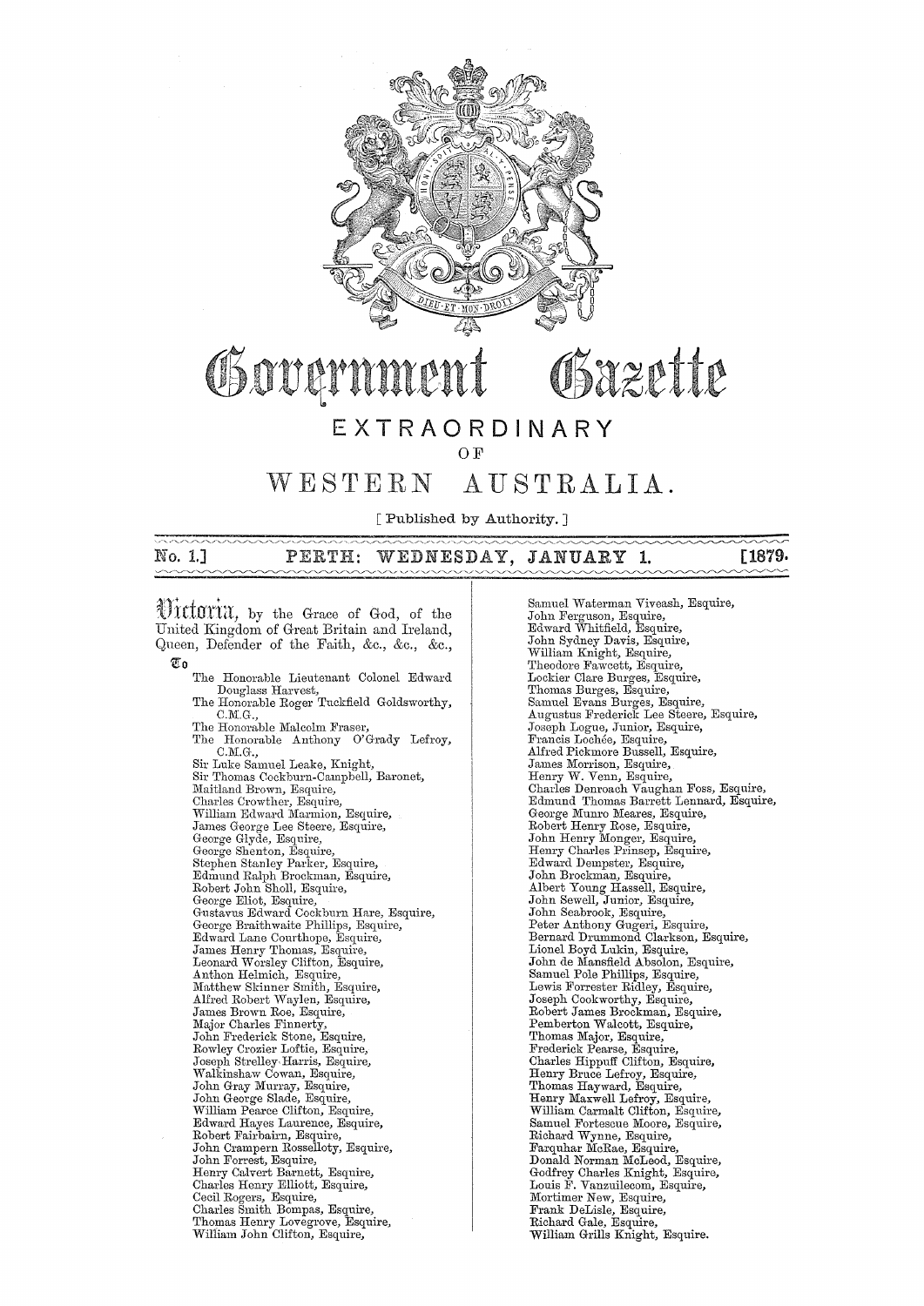# Government Gazette

## EXTRAORDINARY

OF

## WESTERN AUSTRALIA.

[ Published by Authority. ]

No. 1.] PERTH: WEDNESDAY, JANUARY 1. [1879.

Victoria, by the Grace of God, of the United Kingdom of Great Britain and Ireland, Queen, Defender of the Faith, &c., &c., &c.,

To

The Honorable Lieutenant Colonel Edward Douglass Harvest,
The Honorable Roger Tuckfield Goldsworthy, C.M.G.,
The Honorable Malcolm Fraser,
The Honorable Anthony O'Grady Lefroy, C.M.G.,
Sir Luke Samuel Leake, Knight,
Sir Thomas Cockburn-Campbell, Baronet,
Maitland Brown, Esquire,
Charles Crowther, Esquire,
William Edward Marmion, Esquire,
James George Lee Steere, Esquire,
George Glyde, Esquire,
George Shenton, Esquire,
Stephen Stanley Parker, Esquire,
Edmund Ralph Brockman, Esquire,
Robert John Sholl, Esquire,
George Eliot, Esquire,
Gustavus Edward Cockburn Hare, Esquire,
George Braithwaite Phillips, Esquire,
Edward Lane Courthope, Esquire,
James Henry Thomas, Esquire,
Leonard Worsley Clifton, Esquire,
Anthon Helmich, Esquire,
Matthew Skinner Smith, Esquire,
Alfred Robert Waylen, Esquire,
James Brown Roe, Esquire,
Major Charles Finnerty,
John Frederick Stone, Esquire,
Rowley Crozier Loftie, Esquire,
Joseph Strelley Harris, Esquire,
Walkinshaw Cowan, Esquire,
John Gray Murray, Esquire,
John George Slade, Esquire,
William Pearce Clifton, Esquire,
Edward Hayes Laurence, Esquire,
Robert Fairbairn, Esquire,
John Crampern Rosselloty, Esquire,
John Forrest, Esquire,
Henry Calvert Barnett, Esquire,
Charles Henry Elliott, Esquire,
Cecil Rogers, Esquire,
Charles Smith Bompas, Esquire,
Thomas Henry Lovegrove, Esquire,
William John Clifton, Esquire,
Samuel Waterman Viveash, Esquire,
John Ferguson, Esquire,
Edward Whitfield, Esquire,
John Sydney Davis, Esquire,
William Knight, Esquire,
Theodore Fawcett, Esquire,
Lockier Clare Burges, Esquire,
Thomas Burges, Esquire,
Samuel Evans Burges, Esquire,
Augustus Frederick Lee Steere, Esquire,
Joseph Logue, Junior, Esquire,
Francis Lochée, Esquire,
Alfred Pickmore Bussell, Esquire,
James Morrison, Esquire,
Henry W. Venn, Esquire,
Charles Denroach Vaughan Foss, Esquire,
Edmund Thomas Barrett Lennard, Esquire,
George Munro Meares, Esquire,
Robert Henry Rose, Esquire,
John Henry Monger, Esquire,
Henry Charles Prinsep, Esquire,
Edward Dempster, Esquire,
John Brockman, Esquire,
Albert Young Hassell, Esquire,
John Sewell, Junior, Esquire,
John Seabrook, Esquire,
Peter Anthony Gugeri, Esquire,
Bernard Drummond Clarkson, Esquire,
Lionel Boyd Lukin, Esquire,
John de Mansfield Absolon, Esquire,
Samuel Pole Phillips, Esquire,
Lewis Forrester Ridley, Esquire,
Joseph Cookworthy, Esquire,
Robert James Brockman, Esquire,
Pemberton Walcott, Esquire,
Thomas Major, Esquire,
Frederick Pearse, Esquire,
Charles Hippuff Clifton, Esquire,
Henry Bruce Lefroy, Esquire,
Thomas Hayward, Esquire,
Henry Maxwell Lefroy, Esquire,
William Carmalt Clifton, Esquire,
Samuel Fortescue Moore, Esquire,
Richard Wynne, Esquire,
Farquhar McRae, Esquire,
Donald Norman McLeod, Esquire,
Godfrey Charles Knight, Esquire,
Louis F. Vanzuilecom, Esquire,
Mortimer New, Esquire,
Frank DeLisle, Esquire,
Richard Gale, Esquire,
William Grills Knight, Esquire.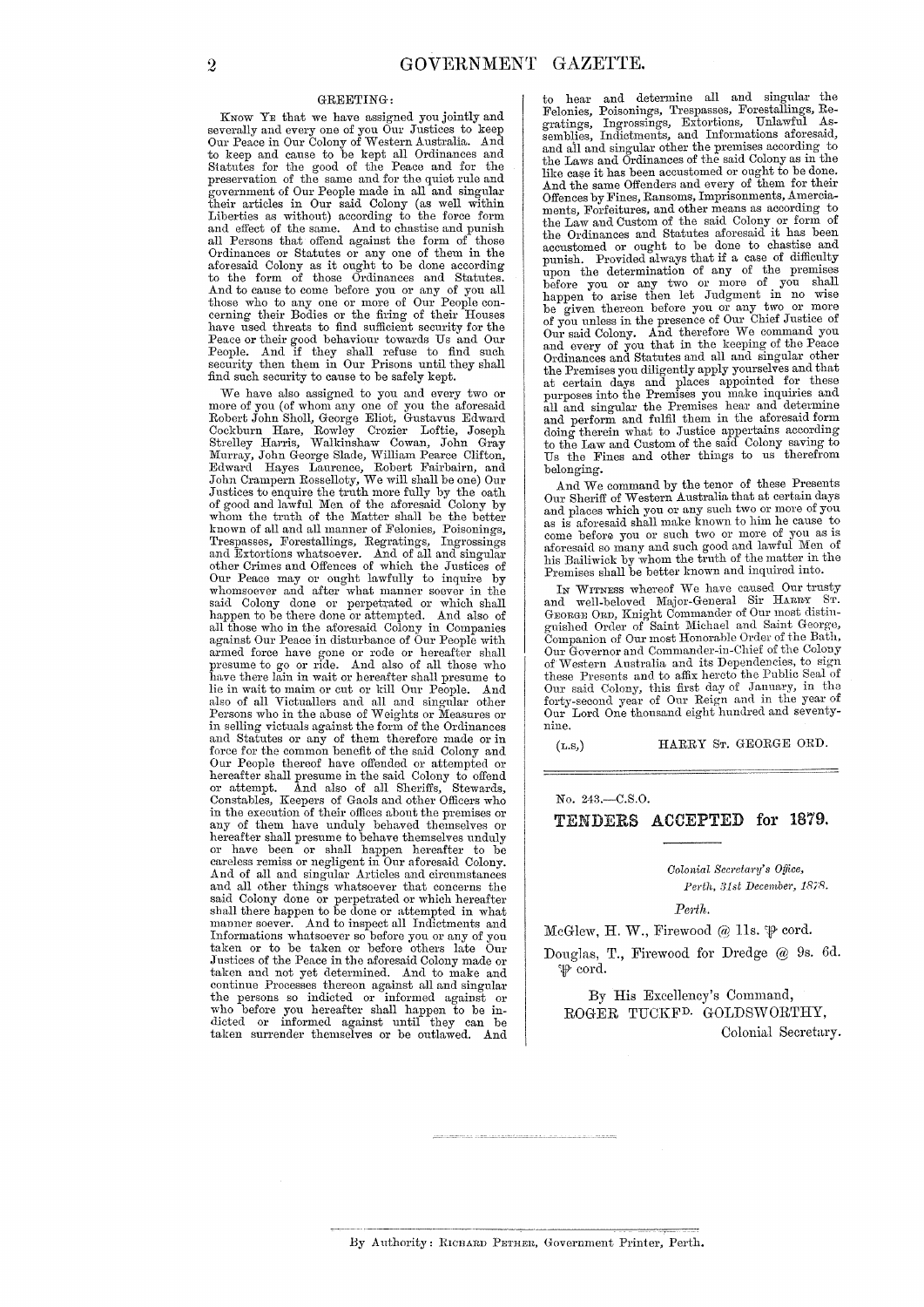GREETING:

Know Ye that we have assigned you jointly and severally and every one of you Our Justices to keep Our Peace in Our Colony of Western Australia. And to keep and cause to be kept all Ordinances and Statutes for the good of the Peace and for the preservation of the same and for the quiet rule and government of Our People made in all and singular their articles in Our said Colony (as well within Liberties as without) according to the force form and effect of the same. And to chastise and punish all Persons that offend against the form of those Ordinances or Statutes or any one of them in the aforesaid Colony as it ought to be done according to the form of those Ordinances and Statutes. And to cause to come before you or any of you all those who to any one or more of Our People concerning their Bodies or the firing of their Houses have used threats to find sufficient security for the Peace or their good behaviour towards Us and Our People. And if they shall refuse to find such security then them in Our Prisons until they shall find such security to cause to be safely kept.

We have also assigned to you and every two or more of you (of whom any one of you the aforesaid Robert John Sholl, George Eliot, Gustavus Edward Cockburn Hare, Rowley Crozier Loftie, Joseph Strelley Harris, Walkinshaw Cowan, John Gray Murray, John George Slade, William Pearce Clifton, Edward Hayes Laurence, Robert Fairbairn, and John Crampern Rosselloty, We will shall be one) Our Justices to enquire the truth more fully by the oath of good and lawful Men of the aforesaid Colony by whom the truth of the Matter shall be the better known of all and all manner of Felonies, Poisonings, Trespasses, Forestallings, Regratings, Ingrossings and Extortions whatsoever. And of all and singular other Crimes and Offences of which the Justices of Our Peace may or ought lawfully to inquire by whomsoever and after what manner soever in the said Colony done or perpetrated or which shall happen to be there done or attempted. And also of all those who in the aforesaid Colony in Companies against Our Peace in disturbance of Our People with armed force have gone or rode or hereafter shall presume to go or ride. And also of all those who have there lain in wait or hereafter shall presume to lie in wait to maim or cut or kill Our People. And also of all Victuallers and all and singular other Persons who in the abuse of Weights or Measures or in selling victuals against the form of the Ordinances and Statutes or any of them therefore made or in force for the common benefit of the said Colony and Our People thereof have offended or attempted or hereafter shall presume in the said Colony to offend or attempt. And also of all Sheriffs, Stewards, Constables, Keepers of Gaols and other Officers who in the execution of their offices about the premises or any of them have unduly behaved themselves or hereafter shall presume to behave themselves unduly or have been or shall happen hereafter to be careless remiss or negligent in Our aforesaid Colony. And of all and singular Articles and circumstances and all other things whatsoever that concerns the said Colony done or perpetrated or which hereafter shall there happen to be done or attempted in what manner soever. And to inspect all Indictments and Informations whatsoever so before you or any of you taken or to be taken or before others late Our Justices of the Peace in the aforesaid Colony made or taken and not yet determined. And to make and continue Processes thereon against all and singular the persons so indicted or informed against or who before you hereafter shall happen to be indicted or informed against until they can be taken surrender themselves or be outlawed. And to hear and determine all and singular the Felonies, Poisonings, Trespasses, Forestallings, Regratings, Ingrossings, Extortions, Unlawful Assemblies, Indictments, and Informations aforesaid, and all and singular other the premises according to the Laws and Ordinances of the said Colony as in the like case it has been accustomed or ought to be done. And the same Offenders and every of them for their Offences by Fines, Ransoms, Imprisonments, Amerciaments, Forfeitures, and other means as according to the Law and Custom of the said Colony or form of the Ordinances and Statutes aforesaid it has been accustomed or ought to be done to chastise and punish. Provided always that if a case of difficulty upon the determination of any of the premises before you or any two or more of you shall happen to arise then let Judgment in no wise be given thereon before you or any two or more of you unless in the presence of Our Chief Justice of Our said Colony. And therefore We command you and every of you that in the keeping of the Peace Ordinances and Statutes and all and singular other the Premises you diligently apply yourselves and that at certain days and places appointed for these purposes into the Premises you make inquiries and all and singular the Premises hear and determine and perform and fulfil them in the aforesaid form doing therein what to Justice appertains according to the Law and Custom of the said Colony saving to Us the Fines and other things to us therefrom belonging.

And We command by the tenor of these Presents Our Sheriff of Western Australia that at certain days and places which you or any such two or more of you as is aforesaid shall make known to him he cause to come before you or such two or more of you as is aforesaid so many and such good and lawful Men of his Bailiwick by whom the truth of the matter in the Premises shall be better known and inquired into.

In Witness whereof We have caused Our trusty and well-beloved Major-General Sir Harry St. George Ord, Knight Commander of Our most distinguished Order of Saint Michael and Saint George, Companion of Our most Honorable Order of the Bath, Our Governor and Commander-in-Chief of the Colony of Western Australia and its Dependencies, to sign these Presents and to affix hereto the Public Seal of Our said Colony, this first day of January, in the forty-second year of Our Reign and in the year of Our Lord One thousand eight hundred and seventy-nine.

(L.S.) HARRY St. GEORGE ORD.

---

No. 243.—C.S.O.

## TENDERS ACCEPTED for 1879.

*Colonial Secretary's Office,*
*Perth, 31st December, 1878.*

*Perth.*

McGlew, H. W., Firewood @ 11s. ₱ cord.

Douglas, T., Firewood for Dredge @ 9s. 6d. ₱ cord.

By His Excellency's Command,
ROGER TUCKFD. GOLDSWORTHY,
Colonial Secretary.

---

By Authority: Richard Pether, Government Printer, Perth.